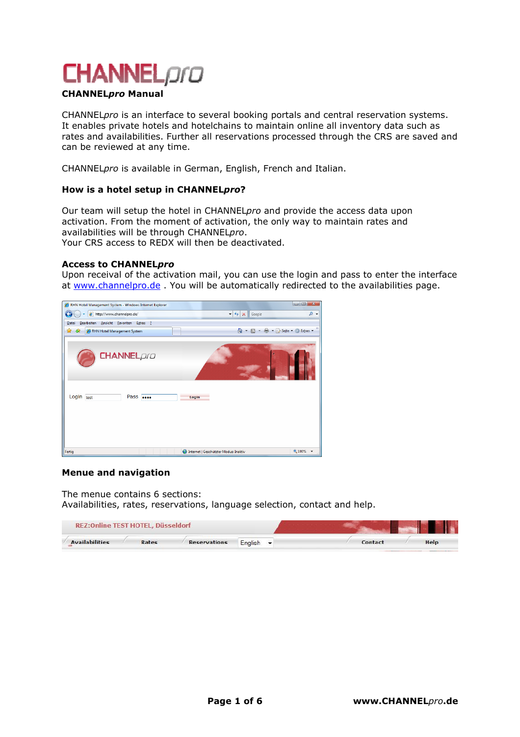# CHANNEL*pro*

**CHANNEL*pro* Manual**

CHANNEL*pro* is an interface to several booking portals and central reservation systems. It enables private hotels and hotelchains to maintain online all inventory data such as rates and availabilities. Further all reservations processed through the CRS are saved and can be reviewed at any time.

CHANNEL*pro* is available in German, English, French and Italian.

### How is a hotel setup in CHANNEL*pro*?

Our team will setup the hotel in CHANNEL*pro* and provide the access data upon activation. From the moment of activation, the only way to maintain rates and availabilities will be through CHANNEL*pro*.
Your CRS access to REDX will then be deactivated.

### Access to CHANNEL*pro*

Upon receival of the activation mail, you can use the login and pass to enter the interface at [www.channelpro.de](http://www.channelpro.de) . You will be automatically redirected to the availabilities page.

### Menue and navigation

The menue contains 6 sections:
Availabilities, rates, reservations, language selection, contact and help.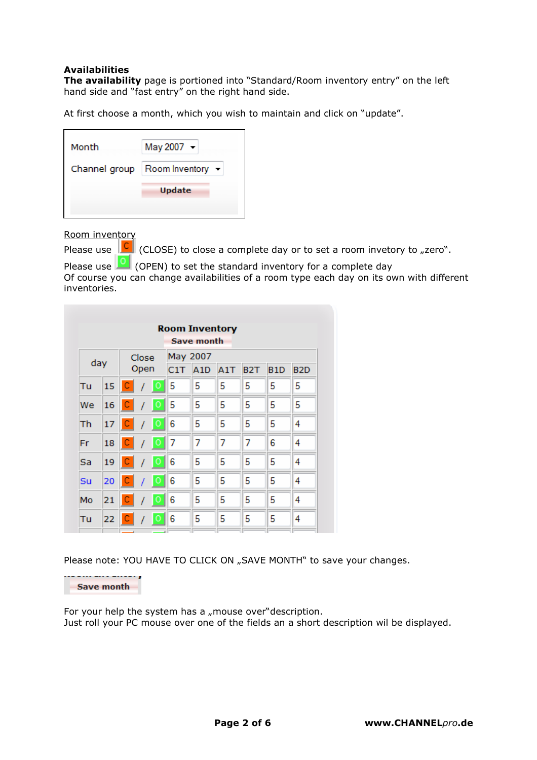**Availabilities**

**The availability** page is portioned into “Standard/Room inventory entry” on the left hand side and “fast entry” on the right hand side.

At first choose a month, which you wish to maintain and click on “update”.

| Month | May 2007 |
|---|---|
| Channel group | Room Inventory |
| | Update |

Room inventory

Please use C (CLOSE) to close a complete day or to set a room invetory to „zero“.

Please use O (OPEN) to set the standard inventory for a complete day

Of course you can change availabilities of a room type each day on its own with different inventories.

**Room Inventory**

Save month

| day | | Close Open | May 2007 | | | | | |
|---|---|---|---|---|---|---|---|---|
| | | | C1T | A1D | A1T | B2T | B1D | B2D |
| Tu | 15 | C / O | 5 | 5 | 5 | 5 | 5 | 5 |
| We | 16 | C / O | 5 | 5 | 5 | 5 | 5 | 5 |
| Th | 17 | C / O | 6 | 5 | 5 | 5 | 5 | 4 |
| Fr | 18 | C / O | 7 | 7 | 7 | 7 | 6 | 4 |
| Sa | 19 | C / O | 6 | 5 | 5 | 5 | 5 | 4 |
| Su | 20 | C / O | 6 | 5 | 5 | 5 | 5 | 4 |
| Mo | 21 | C / O | 6 | 5 | 5 | 5 | 5 | 4 |
| Tu | 22 | C / O | 6 | 5 | 5 | 5 | 5 | 4 |

Please note: YOU HAVE TO CLICK ON „SAVE MONTH“ to save your changes.

Save month

For your help the system has a „mouse over“description.
Just roll your PC mouse over one of the fields an a short description wil be displayed.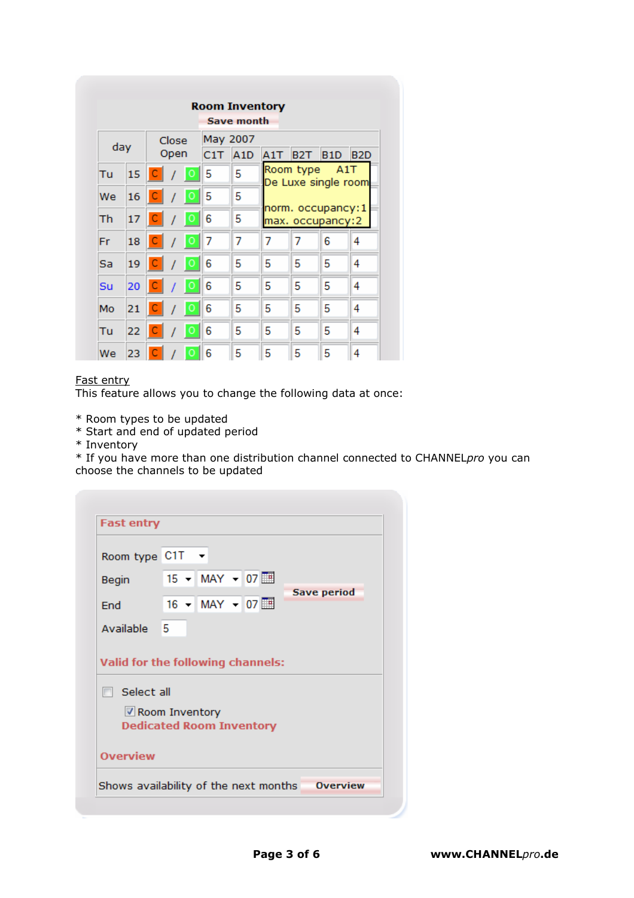**Room Inventory**

Save month

| day | | Close / Open | May 2007 C1T | A1D | A1T | B2T | B1D | B2D |
|---|---|---|---|---|---|---|---|---|
| Tu | 15 | C / O | 5 | 5 | | | | |
| We | 16 | C / O | 5 | 5 | | | | |
| Th | 17 | C / O | 6 | 5 | | | | |
| Fr | 18 | C / O | 7 | 7 | 7 | 7 | 6 | 4 |
| Sa | 19 | C / O | 6 | 5 | 5 | 5 | 5 | 4 |
| Su | 20 | C / O | 6 | 5 | 5 | 5 | 5 | 4 |
| Mo | 21 | C / O | 6 | 5 | 5 | 5 | 5 | 4 |
| Tu | 22 | C / O | 6 | 5 | 5 | 5 | 5 | 4 |
| We | 23 | C / O | 6 | 5 | 5 | 5 | 5 | 4 |

Room type A1T
De Luxe single room

norm. occupancy:1
max. occupancy:2

Fast entry

This feature allows you to change the following data at once:

* Room types to be updated
* Start and end of updated period
* Inventory
* If you have more than one distribution channel connected to CHANNEL*pro* you can choose the channels to be updated

**Fast entry**

Room type: C1T

Begin: 15 MAY 07

End: 16 MAY 07

Available: 5

Save period

**Valid for the following channels:**

☐ Select all

☑ Room Inventory

**Dedicated Room Inventory**

**Overview**

Shows availability of the next months — Overview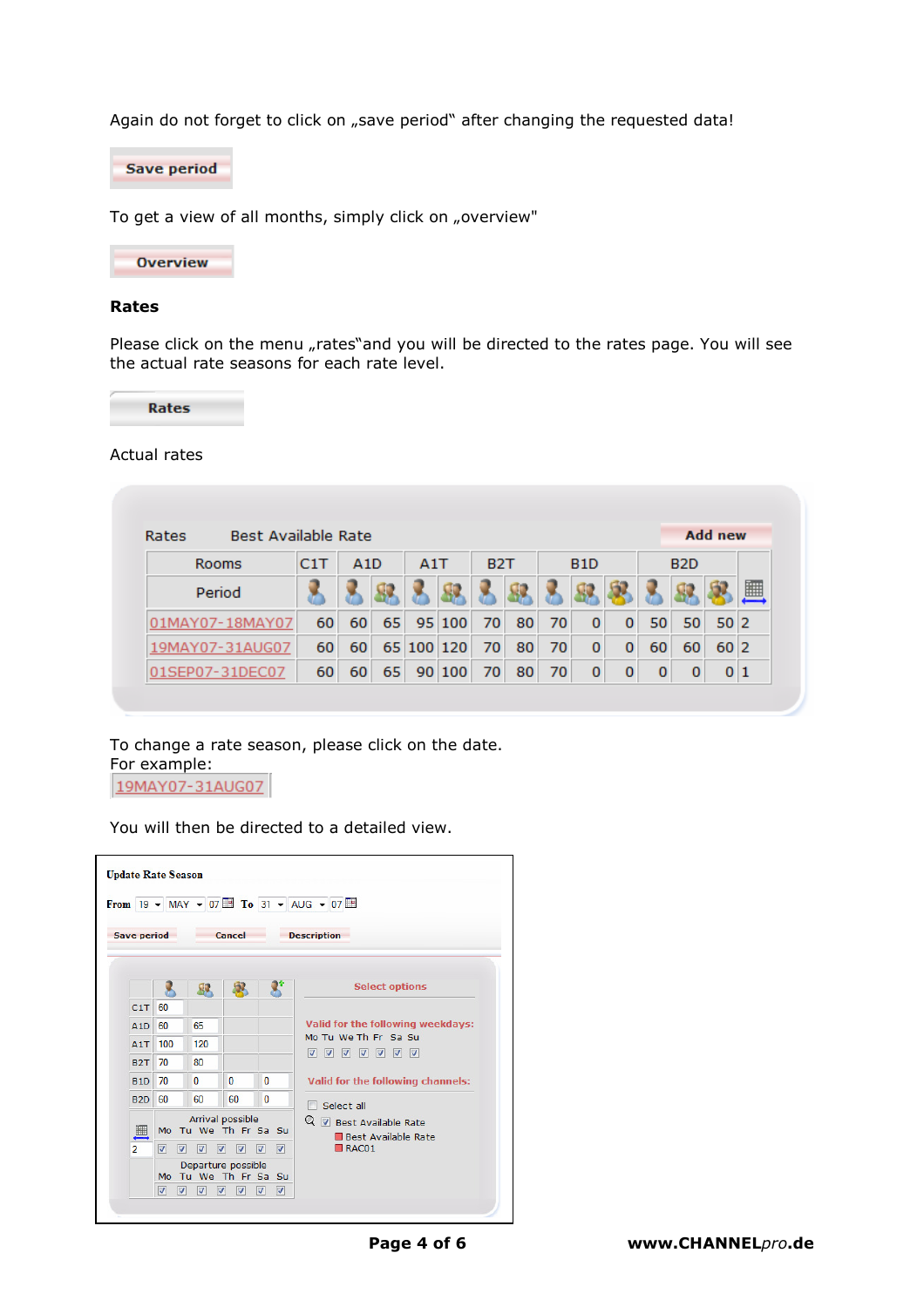Again do not forget to click on „save period" after changing the requested data!

Save period

To get a view of all months, simply click on „overview"

Overview

### Rates

Please click on the menu „rates"and you will be directed to the rates page. You will see the actual rate seasons for each rate level.

Rates

Actual rates

Rates Best Available Rate Add new

| Rooms | C1T | A1D | | A1T | | B2T | | B1D | | | B2D | | | |
|---|---|---|---|---|---|---|---|---|---|---|---|---|---|---|
| Period | | | | | | | | | | | | | | |
| 01MAY07-18MAY07 | 60 | 60 | 65 | 95 | 100 | 70 | 80 | 70 | 0 | 0 | 50 | 50 | 50 | 2 |
| 19MAY07-31AUG07 | 60 | 60 | 65 | 100 | 120 | 70 | 80 | 70 | 0 | 0 | 60 | 60 | 60 | 2 |
| 01SEP07-31DEC07 | 60 | 60 | 65 | 90 | 100 | 70 | 80 | 70 | 0 | 0 | 0 | 0 | 0 | 1 |

To change a rate season, please click on the date.
For example:
19MAY07-31AUG07

You will then be directed to a detailed view.

Update Rate Season

From 19 MAY 07 To 31 AUG 07

Save period Cancel Description

| | | | | |
|---|---|---|---|---|
| C1T | 60 | | | |
| A1D | 60 | 65 | | |
| A1T | 100 | 120 | | |
| B2T | 70 | 80 | | |
| B1D | 70 | 0 | 0 | 0 |
| B2D | 60 | 60 | 60 | 0 |

Arrival possible
Mo Tu We Th Fr Sa Su

2

Departure possible
Mo Tu We Th Fr Sa Su

Select options

Valid for the following weekdays:
Mo Tu We Th Fr Sa Su

Valid for the following channels:

Select all
Best Available Rate
Best Available Rate
RAC01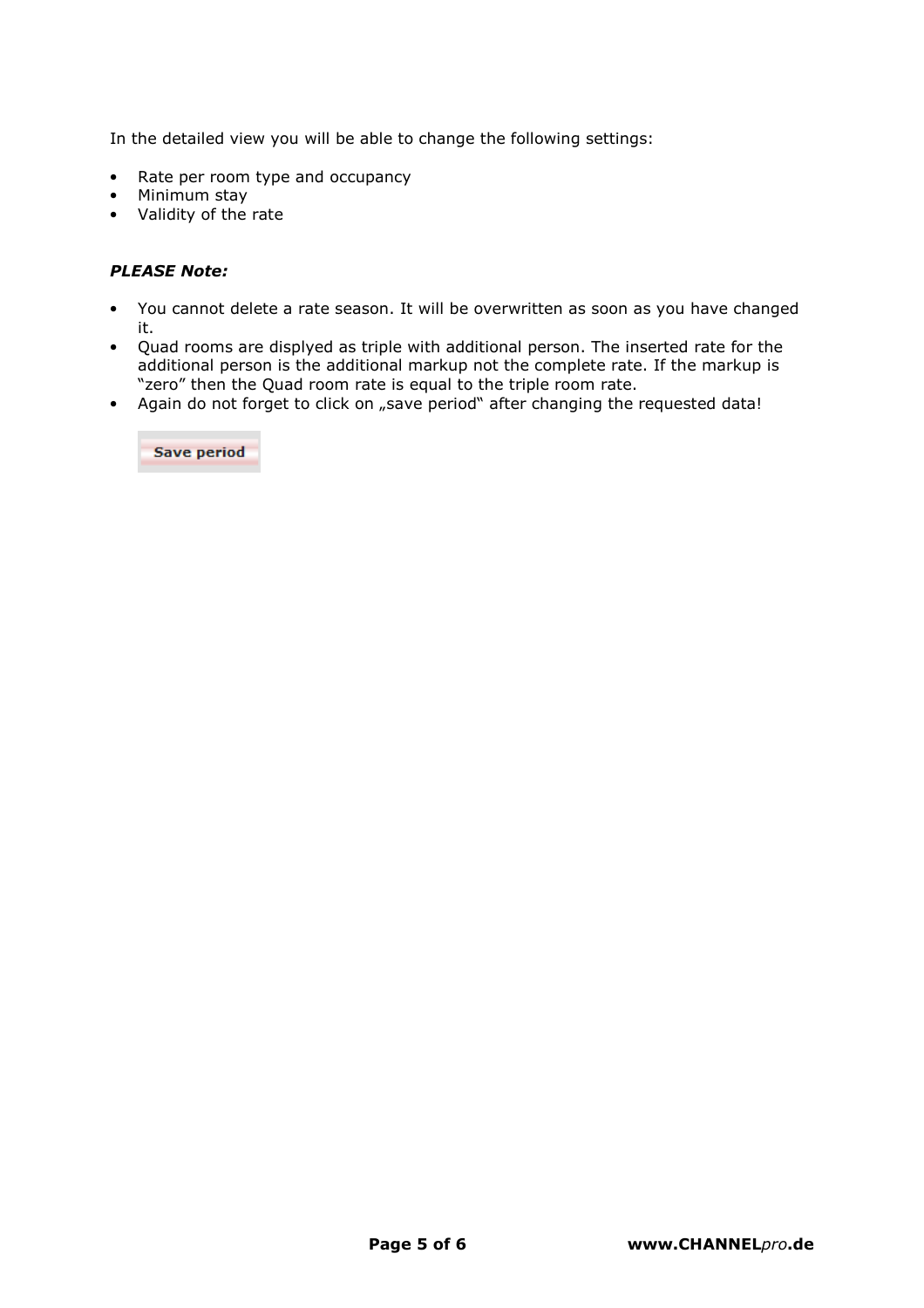In the detailed view you will be able to change the following settings:

- Rate per room type and occupancy
- Minimum stay
- Validity of the rate

***PLEASE Note:***

- You cannot delete a rate season. It will be overwritten as soon as you have changed it.
- Quad rooms are displyed as triple with additional person. The inserted rate for the additional person is the additional markup not the complete rate. If the markup is "zero" then the Quad room rate is equal to the triple room rate.
- Again do not forget to click on „save period" after changing the requested data!

**Save period**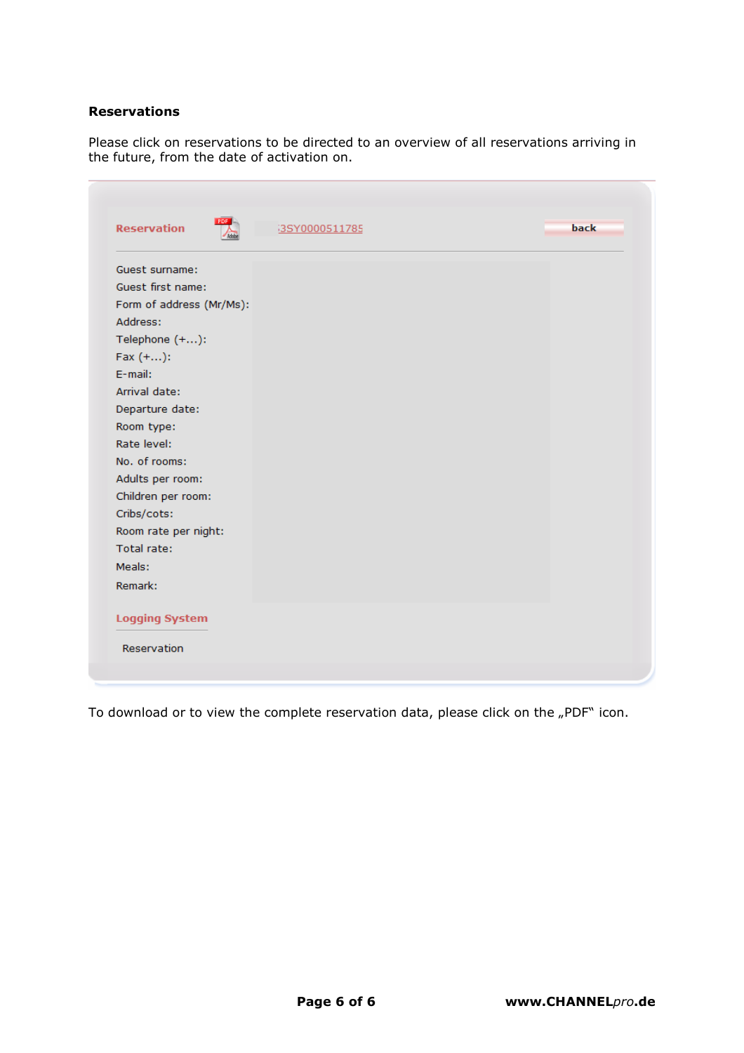**Reservations**

Please click on reservations to be directed to an overview of all reservations arriving in the future, from the date of activation on.

Reservation    3SY0000511785    back

Guest surname:
Guest first name:
Form of address (Mr/Ms):
Address:
Telephone (+...):
Fax (+...):
E-mail:
Arrival date:
Departure date:
Room type:
Rate level:
No. of rooms:
Adults per room:
Children per room:
Cribs/cots:
Room rate per night:
Total rate:
Meals:
Remark:

Logging System

Reservation

To download or to view the complete reservation data, please click on the „PDF" icon.